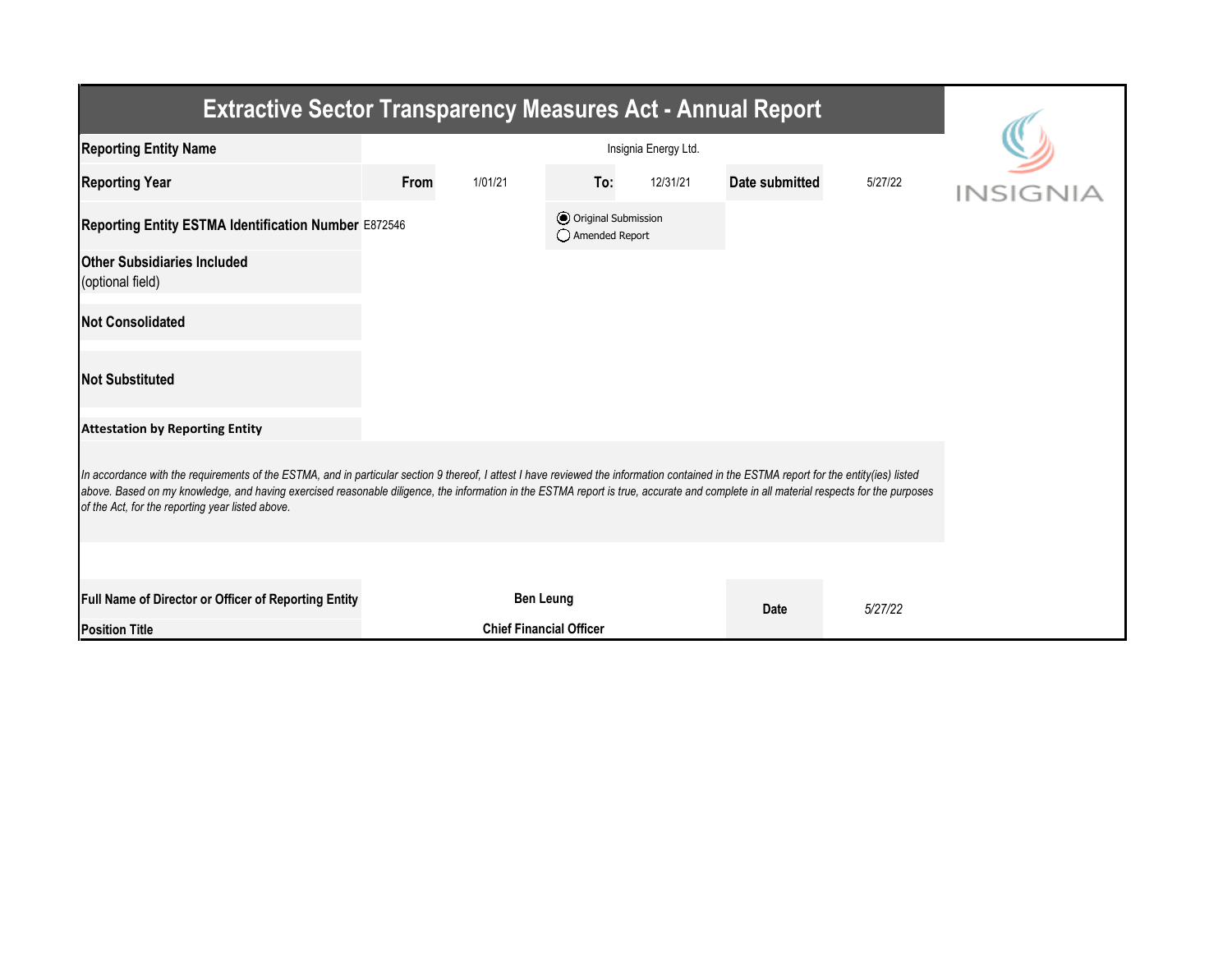# Extractive Sector Transparency Measures Act - Annual Report

| | | | | | | |
|---|---|---|---|---|---|---|
| **Reporting Entity Name** | Insignia Energy Ltd. | | | | | |
| **Reporting Year** | **From** | 1/01/21 | **To:** | 12/31/21 | **Date submitted** | 5/27/22 |
| **Reporting Entity ESTMA Identification Number** | E872546 | | ◉ Original Submission<br>◯ Amended Report | | | |
| **Other Subsidiaries Included**<br>(optional field) | | | | | | |
| **Not Consolidated** | | | | | | |
| **Not Substituted** | | | | | | |

**Attestation by Reporting Entity**

*In accordance with the requirements of the ESTMA, and in particular section 9 thereof, I attest I have reviewed the information contained in the ESTMA report for the entity(ies) listed above. Based on my knowledge, and having exercised reasonable diligence, the information in the ESTMA report is true, accurate and complete in all material respects for the purposes of the Act, for the reporting year listed above.*

| | | | |
|---|---|---|---|
| **Full Name of Director or Officer of Reporting Entity** | **Ben Leung** | **Date** | *5/27/22* |
| **Position Title** | **Chief Financial Officer** | | |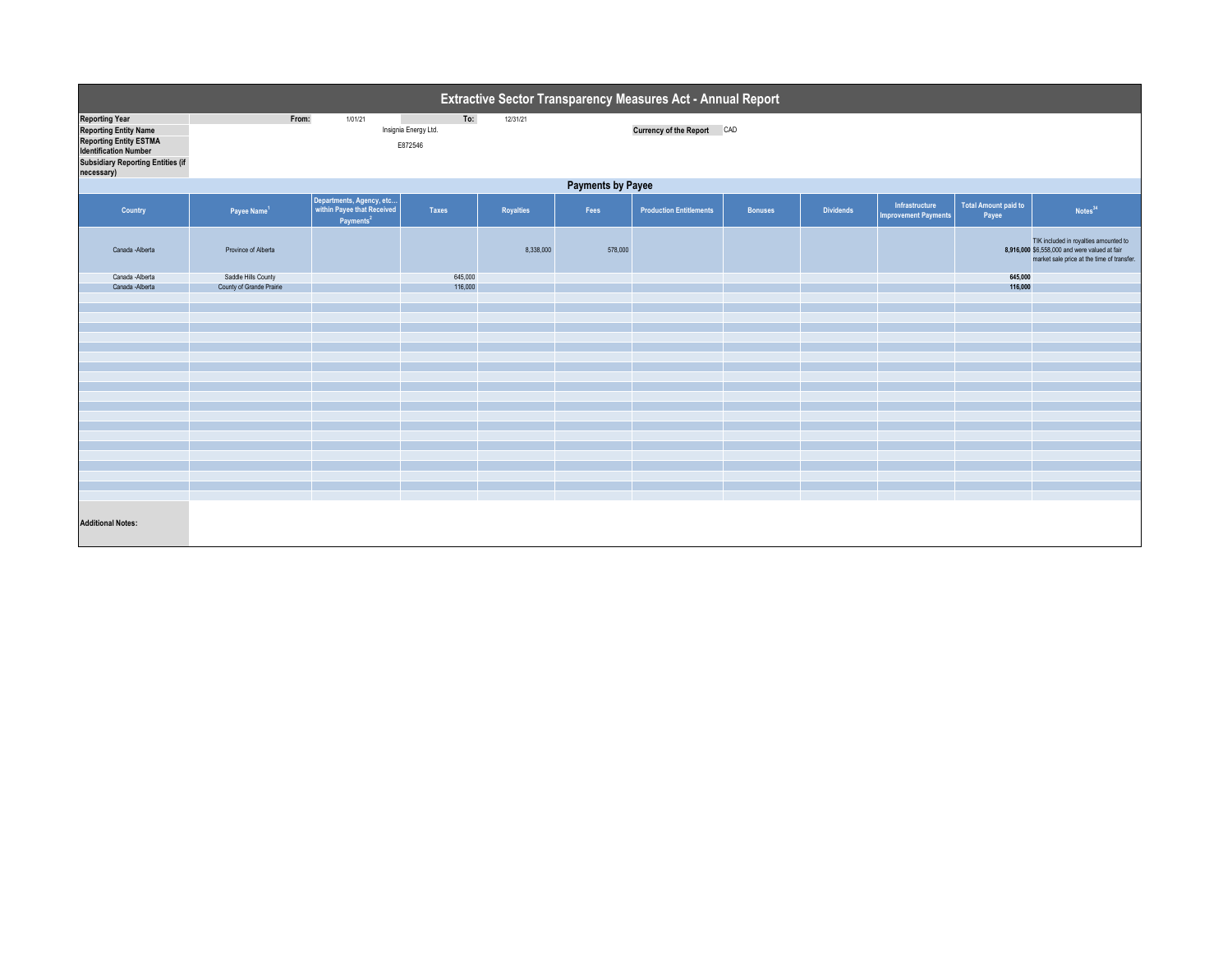# Extractive Sector Transparency Measures Act - Annual Report

| | | | |
|---|---|---|---|
| **Reporting Year** | From: 1/01/21 | To: 12/31/21 | |
| **Reporting Entity Name** | Insignia Energy Ltd. | | **Currency of the Report** CAD |
| **Reporting Entity ESTMA Identification Number** | E872546 | | |
| **Subsidiary Reporting Entities (if necessary)** | | | |

## Payments by Payee

| Country | Payee Name[1] | Departments, Agency, etc... within Payee that Received Payments[2] | Taxes | Royalties | Fees | Production Entitlements | Bonuses | Dividends | Infrastructure Improvement Payments | Total Amount paid to Payee | Notes[34] |
|---|---|---|---|---|---|---|---|---|---|---|---|
| Canada -Alberta | Province of Alberta | | | 8,338,000 | 578,000 | | | | | **8,916,000** | TIK included in royalties amounted to $6,558,000 and were valued at fair market sale price at the time of transfer. |
| Canada -Alberta | Saddle Hills County | | 645,000 | | | | | | | **645,000** | |
| Canada -Alberta | County of Grande Prairie | | 116,000 | | | | | | | **116,000** | |

**Additional Notes:**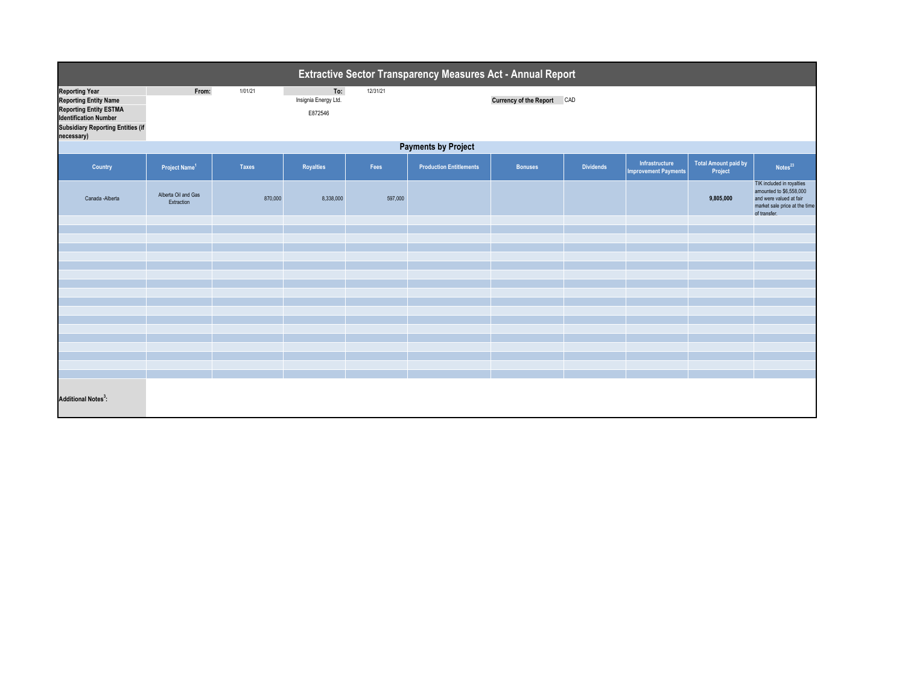# Extractive Sector Transparency Measures Act - Annual Report

| | | | | |
|---|---|---|---|---|
| **Reporting Year** | **From:** 1/01/21 | **To:** 12/31/21 | | |
| **Reporting Entity Name** | Insignia Energy Ltd. | | **Currency of the Report** | CAD |
| **Reporting Entity ESTMA Identification Number** | E872546 | | | |
| **Subsidiary Reporting Entities (if necessary)** | | | | |

## Payments by Project

| Country | Project Name[1] | Taxes | Royalties | Fees | Production Entitlements | Bonuses | Dividends | Infrastructure Improvement Payments | Total Amount paid by Project | Notes[23] |
|---|---|---|---|---|---|---|---|---|---|---|
| Canada -Alberta | Alberta Oil and Gas Extraction | 870,000 | 8,338,000 | 597,000 | | | | | **9,805,000** | TIK included in royalties amounted to $6,558,000 and were valued at fair market sale price at the time of transfer. |

**Additional Notes[3]:**